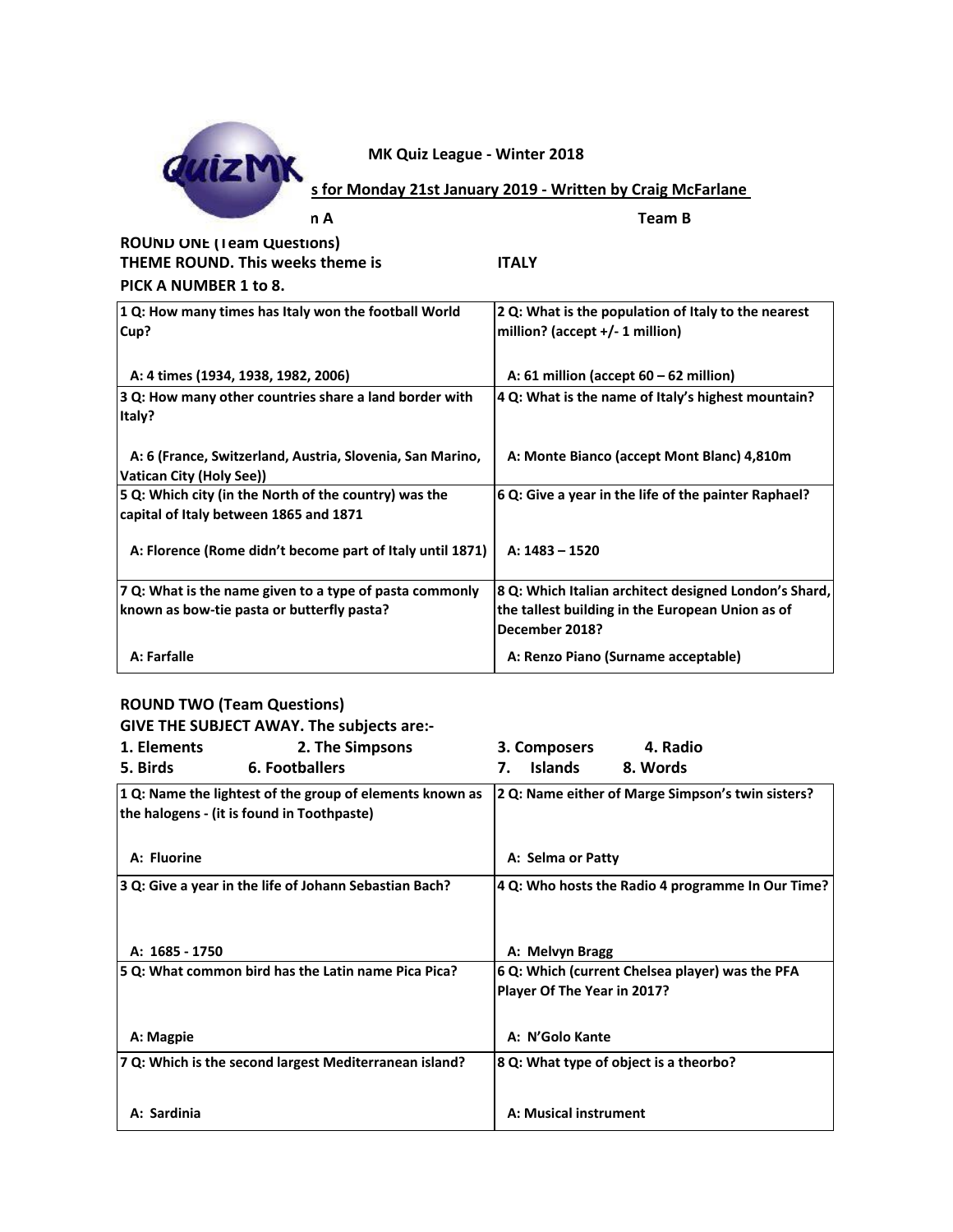MK Quiz League - Winter 2018

s for Monday 21st January 2019 - Written by Craig McFarlane

n A | Team B

**ROUND ONE (Team Questions)**

**THEME ROUND. This weeks theme is ITALY**

**PICK A NUMBER 1 to 8.**

| | |
|---|---|
| **1 Q: How many times has Italy won the football World Cup?**<br><br>**A: 4 times (1934, 1938, 1982, 2006)** | **2 Q: What is the population of Italy to the nearest million? (accept +/- 1 million)**<br><br>**A: 61 million (accept 60 – 62 million)** |
| **3 Q: How many other countries share a land border with Italy?**<br><br>**A: 6 (France, Switzerland, Austria, Slovenia, San Marino, Vatican City (Holy See))** | **4 Q: What is the name of Italy's highest mountain?**<br><br>**A: Monte Bianco (accept Mont Blanc) 4,810m** |
| **5 Q: Which city (in the North of the country) was the capital of Italy between 1865 and 1871**<br><br>**A: Florence (Rome didn't become part of Italy until 1871)** | **6 Q: Give a year in the life of the painter Raphael?**<br><br>**A: 1483 – 1520** |
| **7 Q: What is the name given to a type of pasta commonly known as bow-tie pasta or butterfly pasta?**<br><br>**A: Farfalle** | **8 Q: Which Italian architect designed London's Shard, the tallest building in the European Union as of December 2018?**<br><br>**A: Renzo Piano (Surname acceptable)** |

**ROUND TWO (Team Questions)**

**GIVE THE SUBJECT AWAY. The subjects are:-**

**1. Elements 2. The Simpsons 3. Composers 4. Radio**
**5. Birds 6. Footballers 7. Islands 8. Words**

| | |
|---|---|
| **1 Q: Name the lightest of the group of elements known as the halogens - (it is found in Toothpaste)**<br><br>**A: Fluorine** | **2 Q: Name either of Marge Simpson's twin sisters?**<br><br>**A: Selma or Patty** |
| **3 Q: Give a year in the life of Johann Sebastian Bach?**<br><br>**A: 1685 - 1750** | **4 Q: Who hosts the Radio 4 programme In Our Time?**<br><br>**A: Melvyn Bragg** |
| **5 Q: What common bird has the Latin name Pica Pica?**<br><br>**A: Magpie** | **6 Q: Which (current Chelsea player) was the PFA Player Of The Year in 2017?**<br><br>**A: N'Golo Kante** |
| **7 Q: Which is the second largest Mediterranean island?**<br><br>**A: Sardinia** | **8 Q: What type of object is a theorbo?**<br><br>**A: Musical instrument** |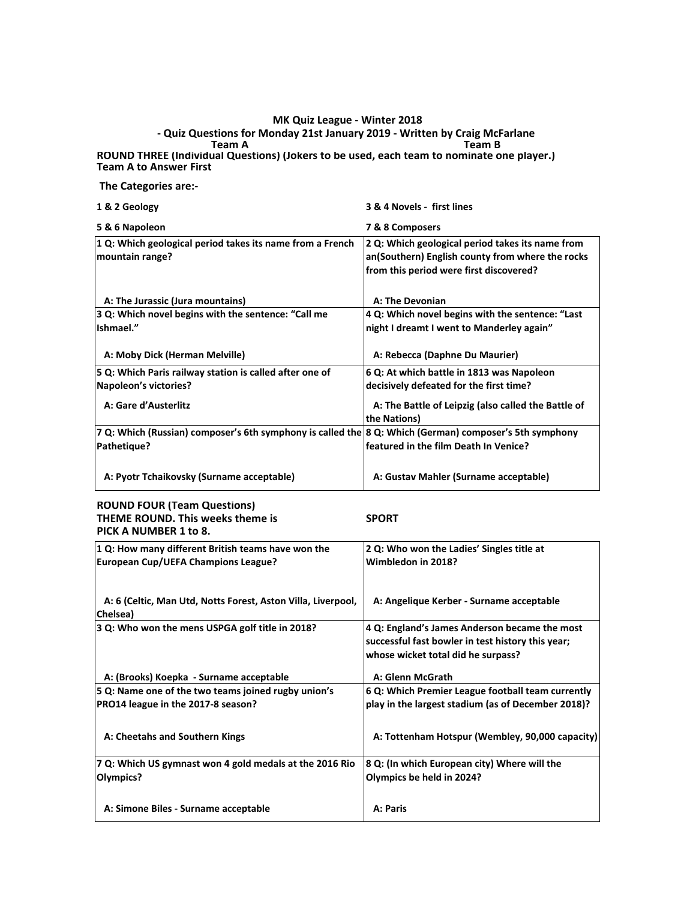**MK Quiz League - Winter 2018**

**- Quiz Questions for Monday 21st January 2019 - Written by Craig McFarlane**

**Team A** **Team B**

**ROUND THREE (Individual Questions) (Jokers to be used, each team to nominate one player.)**
**Team A to Answer First**

**The Categories are:-**

| | |
|---|---|
| **1 & 2 Geology** | **3 & 4 Novels - first lines** |
| **5 & 6 Napoleon** | **7 & 8 Composers** |

| | |
|---|---|
| **1 Q: Which geological period takes its name from a French mountain range?**<br><br>**A: The Jurassic (Jura mountains)** | **2 Q: Which geological period takes its name from an(Southern) English county from where the rocks from this period were first discovered?**<br><br>**A: The Devonian** |
| **3 Q: Which novel begins with the sentence: "Call me Ishmael."**<br><br>**A: Moby Dick (Herman Melville)** | **4 Q: Which novel begins with the sentence: "Last night I dreamt I went to Manderley again"**<br><br>**A: Rebecca (Daphne Du Maurier)** |
| **5 Q: Which Paris railway station is called after one of Napoleon's victories?**<br><br>**A: Gare d'Austerlitz** | **6 Q: At which battle in 1813 was Napoleon decisively defeated for the first time?**<br><br>**A: The Battle of Leipzig (also called the Battle of the Nations)** |
| **7 Q: Which (Russian) composer's 6th symphony is called the Pathetique?**<br><br>**A: Pyotr Tchaikovsky (Surname acceptable)** | **8 Q: Which (German) composer's 5th symphony featured in the film Death In Venice?**<br><br>**A: Gustav Mahler (Surname acceptable)** |

**ROUND FOUR (Team Questions)**
**THEME ROUND. This weeks theme is** **SPORT**
**PICK A NUMBER 1 to 8.**

| | |
|---|---|
| **1 Q: How many different British teams have won the European Cup/UEFA Champions League?**<br><br>**A: 6 (Celtic, Man Utd, Notts Forest, Aston Villa, Liverpool, Chelsea)** | **2 Q: Who won the Ladies' Singles title at Wimbledon in 2018?**<br><br>**A: Angelique Kerber - Surname acceptable** |
| **3 Q: Who won the mens USPGA golf title in 2018?**<br><br>**A: (Brooks) Koepka - Surname acceptable** | **4 Q: England's James Anderson became the most successful fast bowler in test history this year; whose wicket total did he surpass?**<br><br>**A: Glenn McGrath** |
| **5 Q: Name one of the two teams joined rugby union's PRO14 league in the 2017-8 season?**<br><br>**A: Cheetahs and Southern Kings** | **6 Q: Which Premier League football team currently play in the largest stadium (as of December 2018)?**<br><br>**A: Tottenham Hotspur (Wembley, 90,000 capacity)** |
| **7 Q: Which US gymnast won 4 gold medals at the 2016 Rio Olympics?**<br><br>**A: Simone Biles - Surname acceptable** | **8 Q: (In which European city) Where will the Olympics be held in 2024?**<br><br>**A: Paris** |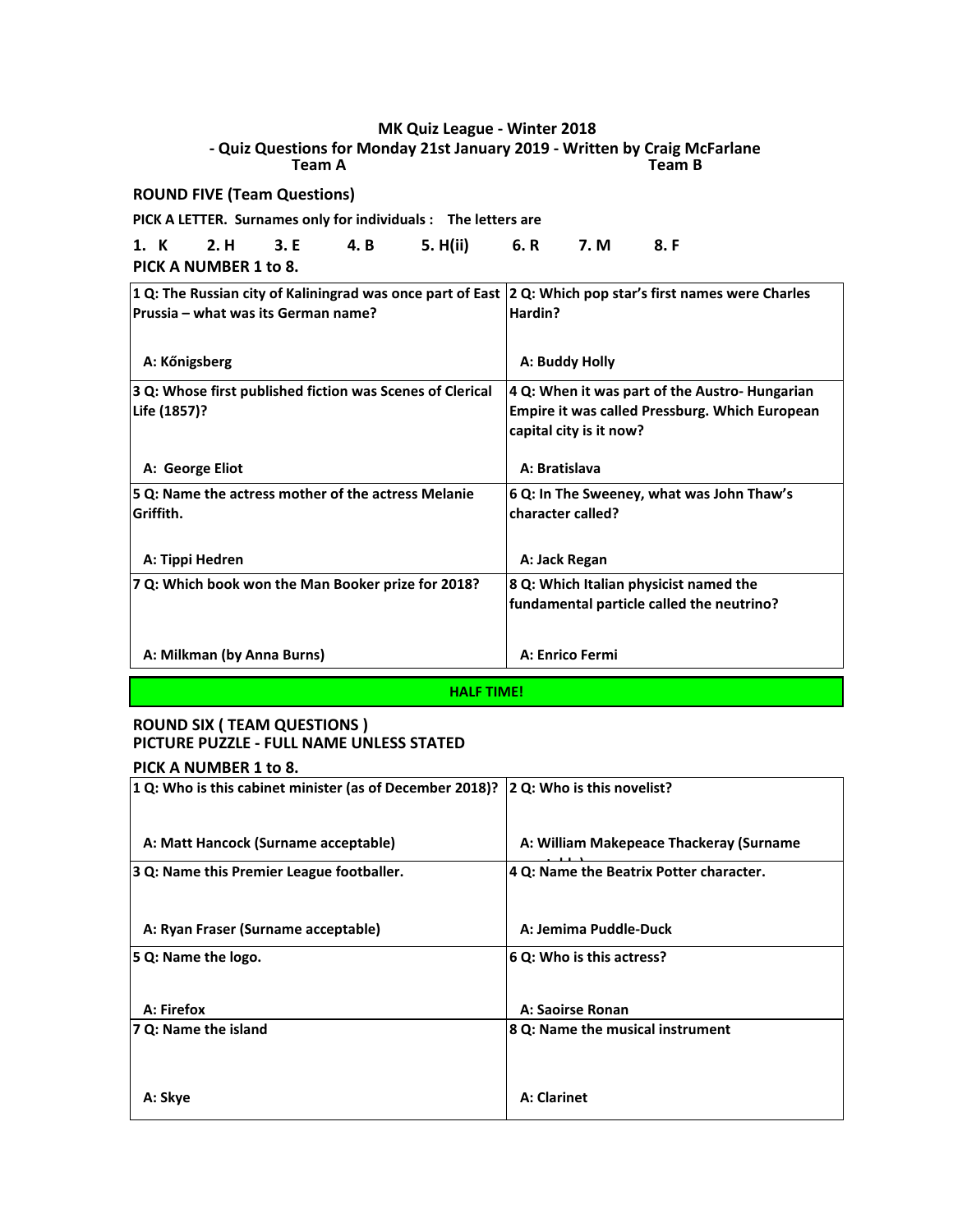**MK Quiz League - Winter 2018**
**- Quiz Questions for Monday 21st January 2019 - Written by Craig McFarlane**

**Team A** **Team B**

## ROUND FIVE (Team Questions)

**PICK A LETTER. Surnames only for individuals : The letters are**

**1. K 2. H 3. E 4. B 5. H(ii) 6. R 7. M 8. F**

**PICK A NUMBER 1 to 8.**

| | |
|---|---|
| **1 Q: The Russian city of Kaliningrad was once part of East Prussia – what was its German name?**<br><br>**A: Kőnigsberg** | **2 Q: Which pop star's first names were Charles Hardin?**<br><br>**A: Buddy Holly** |
| **3 Q: Whose first published fiction was Scenes of Clerical Life (1857)?**<br><br>**A: George Eliot** | **4 Q: When it was part of the Austro- Hungarian Empire it was called Pressburg. Which European capital city is it now?**<br><br>**A: Bratislava** |
| **5 Q: Name the actress mother of the actress Melanie Griffith.**<br><br>**A: Tippi Hedren** | **6 Q: In The Sweeney, what was John Thaw's character called?**<br><br>**A: Jack Regan** |
| **7 Q: Which book won the Man Booker prize for 2018?**<br><br>**A: Milkman (by Anna Burns)** | **8 Q: Which Italian physicist named the fundamental particle called the neutrino?**<br><br>**A: Enrico Fermi** |

**HALF TIME!**

## ROUND SIX ( TEAM QUESTIONS )
**PICTURE PUZZLE - FULL NAME UNLESS STATED**

**PICK A NUMBER 1 to 8.**

| | |
|---|---|
| **1 Q: Who is this cabinet minister (as of December 2018)?**<br><br>**A: Matt Hancock (Surname acceptable)** | **2 Q: Who is this novelist?**<br><br>**A: William Makepeace Thackeray (Surname acceptable)** |
| **3 Q: Name this Premier League footballer.**<br><br>**A: Ryan Fraser (Surname acceptable)** | **4 Q: Name the Beatrix Potter character.**<br><br>**A: Jemima Puddle-Duck** |
| **5 Q: Name the logo.**<br><br>**A: Firefox** | **6 Q: Who is this actress?**<br><br>**A: Saoirse Ronan** |
| **7 Q: Name the island**<br><br>**A: Skye** | **8 Q: Name the musical instrument**<br><br>**A: Clarinet** |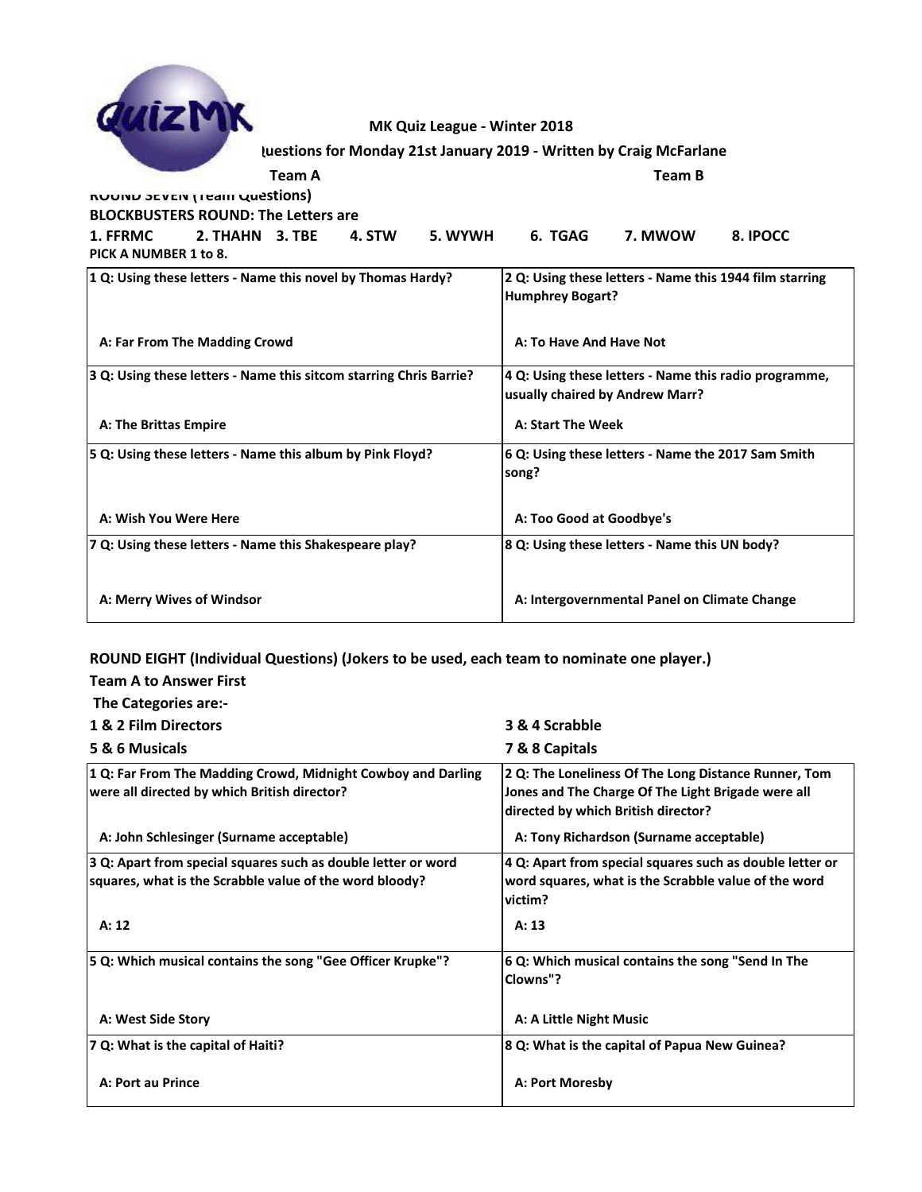MK Quiz League - Winter 2018

Questions for Monday 21st January 2019 - Written by Craig McFarlane

Team A | Team B

**ROUND SEVEN (Team Questions)**

**BLOCKBUSTERS ROUND: The Letters are**

**1. FFRMC 2. THAHN 3. TBE 4. STW 5. WYWH 6. TGAG 7. MWOW 8. IPOCC**

**PICK A NUMBER 1 to 8.**

| | |
|---|---|
| **1 Q: Using these letters - Name this novel by Thomas Hardy?**<br><br>**A: Far From The Madding Crowd** | **2 Q: Using these letters - Name this 1944 film starring Humphrey Bogart?**<br><br>**A: To Have And Have Not** |
| **3 Q: Using these letters - Name this sitcom starring Chris Barrie?**<br><br>**A: The Brittas Empire** | **4 Q: Using these letters - Name this radio programme, usually chaired by Andrew Marr?**<br><br>**A: Start The Week** |
| **5 Q: Using these letters - Name this album by Pink Floyd?**<br><br>**A: Wish You Were Here** | **6 Q: Using these letters - Name the 2017 Sam Smith song?**<br><br>**A: Too Good at Goodbye's** |
| **7 Q: Using these letters - Name this Shakespeare play?**<br><br>**A: Merry Wives of Windsor** | **8 Q: Using these letters - Name this UN body?**<br><br>**A: Intergovernmental Panel on Climate Change** |

**ROUND EIGHT (Individual Questions) (Jokers to be used, each team to nominate one player.)**

**Team A to Answer First**

**The Categories are:-**

**1 & 2 Film Directors** | **3 & 4 Scrabble**

**5 & 6 Musicals** | **7 & 8 Capitals**

| | |
|---|---|
| **1 Q: Far From The Madding Crowd, Midnight Cowboy and Darling were all directed by which British director?**<br><br>**A: John Schlesinger (Surname acceptable)** | **2 Q: The Loneliness Of The Long Distance Runner, Tom Jones and The Charge Of The Light Brigade were all directed by which British director?**<br><br>**A: Tony Richardson (Surname acceptable)** |
| **3 Q: Apart from special squares such as double letter or word squares, what is the Scrabble value of the word bloody?**<br><br>**A: 12** | **4 Q: Apart from special squares such as double letter or word squares, what is the Scrabble value of the word victim?**<br><br>**A: 13** |
| **5 Q: Which musical contains the song "Gee Officer Krupke"?**<br><br>**A: West Side Story** | **6 Q: Which musical contains the song "Send In The Clowns"?**<br><br>**A: A Little Night Music** |
| **7 Q: What is the capital of Haiti?**<br><br>**A: Port au Prince** | **8 Q: What is the capital of Papua New Guinea?**<br><br>**A: Port Moresby** |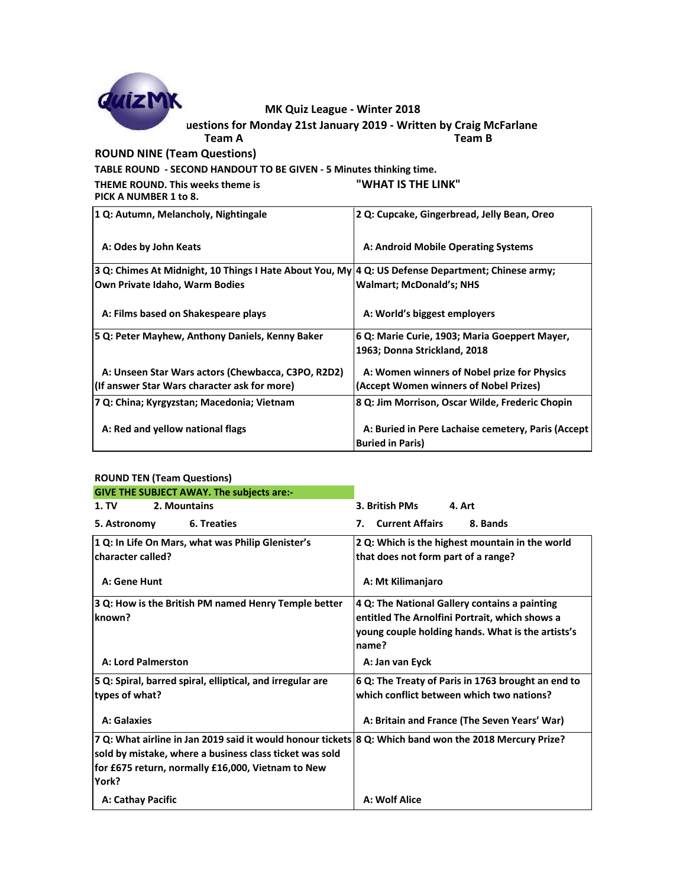# MK Quiz League - Winter 2018

uestions for Monday 21st January 2019 - Written by Craig McFarlane

Team A | Team B

## ROUND NINE (Team Questions)

**TABLE ROUND - SECOND HANDOUT TO BE GIVEN - 5 Minutes thinking time.**

**THEME ROUND. This weeks theme is "WHAT IS THE LINK"**

**PICK A NUMBER 1 to 8.**

| | |
|---|---|
| 1 Q: Autumn, Melancholy, Nightingale<br><br>A: Odes by John Keats | 2 Q: Cupcake, Gingerbread, Jelly Bean, Oreo<br><br>A: Android Mobile Operating Systems |
| 3 Q: Chimes At Midnight, 10 Things I Hate About You, My Own Private Idaho, Warm Bodies<br><br>A: Films based on Shakespeare plays | 4 Q: US Defense Department; Chinese army; Walmart; McDonald's; NHS<br><br>A: World's biggest employers |
| 5 Q: Peter Mayhew, Anthony Daniels, Kenny Baker<br><br>A: Unseen Star Wars actors (Chewbacca, C3PO, R2D2) (If answer Star Wars character ask for more) | 6 Q: Marie Curie, 1903; Maria Goeppert Mayer, 1963; Donna Strickland, 2018<br><br>A: Women winners of Nobel prize for Physics (Accept Women winners of Nobel Prizes) |
| 7 Q: China; Kyrgyzstan; Macedonia; Vietnam<br><br>A: Red and yellow national flags | 8 Q: Jim Morrison, Oscar Wilde, Frederic Chopin<br><br>A: Buried in Pere Lachaise cemetery, Paris (Accept Buried in Paris) |

## ROUND TEN (Team Questions)

**GIVE THE SUBJECT AWAY. The subjects are:-**

1. TV  2. Mountains  3. British PMs  4. Art
5. Astronomy  6. Treaties  7. Current Affairs  8. Bands

| | |
|---|---|
| 1 Q: In Life On Mars, what was Philip Glenister's character called?<br><br>A: Gene Hunt | 2 Q: Which is the highest mountain in the world that does not form part of a range?<br><br>A: Mt Kilimanjaro |
| 3 Q: How is the British PM named Henry Temple better known?<br><br>A: Lord Palmerston | 4 Q: The National Gallery contains a painting entitled The Arnolfini Portrait, which shows a young couple holding hands. What is the artists's name?<br><br>A: Jan van Eyck |
| 5 Q: Spiral, barred spiral, elliptical, and irregular are types of what?<br><br>A: Galaxies | 6 Q: The Treaty of Paris in 1763 brought an end to which conflict between which two nations?<br><br>A: Britain and France (The Seven Years' War) |
| 7 Q: What airline in Jan 2019 said it would honour tickets sold by mistake, where a business class ticket was sold for £675 return, normally £16,000, Vietnam to New York?<br><br>A: Cathay Pacific | 8 Q: Which band won the 2018 Mercury Prize?<br><br>A: Wolf Alice |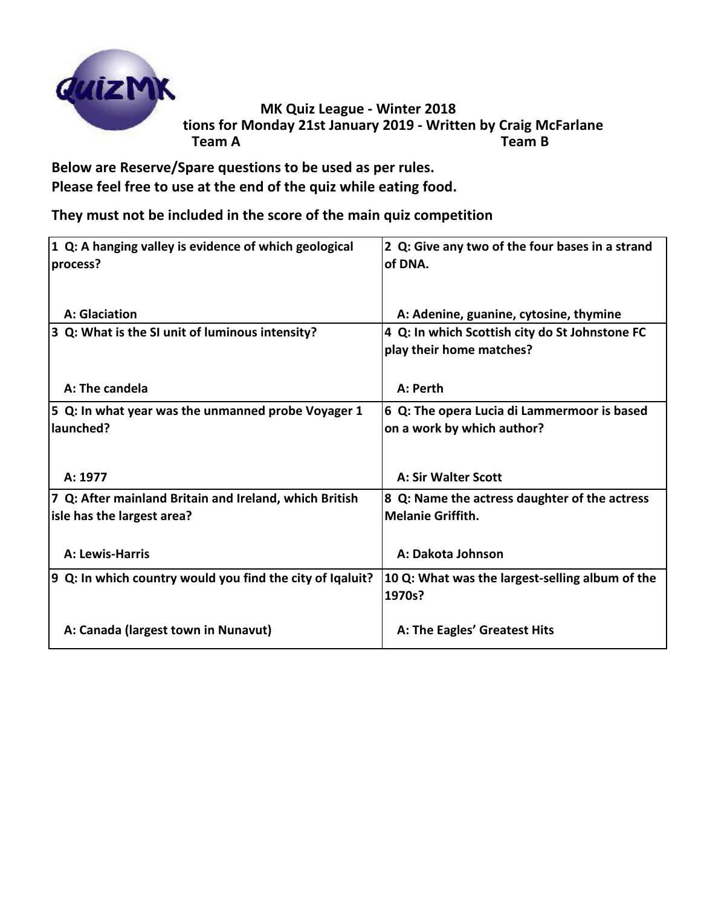QuizMK

MK Quiz League - Winter 2018

tions for Monday 21st January 2019 - Written by Craig McFarlane

Team A                                                                 Team B

**Below are Reserve/Spare questions to be used as per rules.**
**Please feel free to use at the end of the quiz while eating food.**

**They must not be included in the score of the main quiz competition**

| | |
|---|---|
| 1 Q: A hanging valley is evidence of which geological process?<br><br>A: Glaciation | 2 Q: Give any two of the four bases in a strand of DNA.<br><br>A: Adenine, guanine, cytosine, thymine |
| 3 Q: What is the SI unit of luminous intensity?<br><br>A: The candela | 4 Q: In which Scottish city do St Johnstone FC play their home matches?<br><br>A: Perth |
| 5 Q: In what year was the unmanned probe Voyager 1 launched?<br><br>A: 1977 | 6 Q: The opera Lucia di Lammermoor is based on a work by which author?<br><br>A: Sir Walter Scott |
| 7 Q: After mainland Britain and Ireland, which British isle has the largest area?<br><br>A: Lewis-Harris | 8 Q: Name the actress daughter of the actress Melanie Griffith.<br><br>A: Dakota Johnson |
| 9 Q: In which country would you find the city of Iqaluit?<br><br>A: Canada (largest town in Nunavut) | 10 Q: What was the largest-selling album of the 1970s?<br><br>A: The Eagles' Greatest Hits |